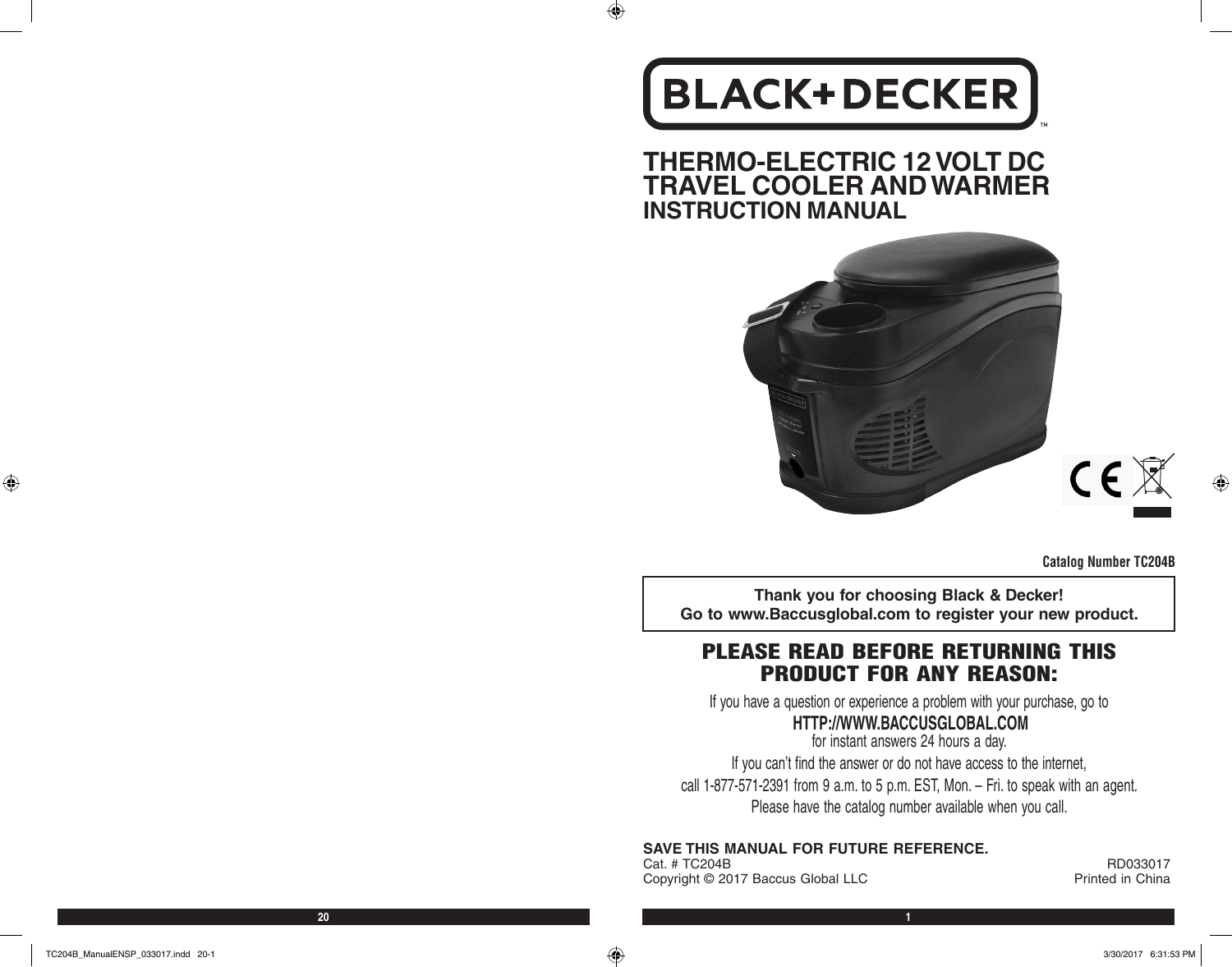# BLACK+DECKER™

# THERMO-ELECTRIC 12 VOLT DC TRAVEL COOLER AND WARMER

## INSTRUCTION MANUAL

**Catalog Number TC204B**

**Thank you for choosing Black & Decker!**
**Go to www.Baccusglobal.com to register your new product.**

## PLEASE READ BEFORE RETURNING THIS PRODUCT FOR ANY REASON:

If you have a question or experience a problem with your purchase, go to

**HTTP://WWW.BACCUSGLOBAL.COM**

for instant answers 24 hours a day.

If you can't find the answer or do not have access to the internet, call 1-877-571-2391 from 9 a.m. to 5 p.m. EST, Mon. – Fri. to speak with an agent.

Please have the catalog number available when you call.

**SAVE THIS MANUAL FOR FUTURE REFERENCE.**

Cat. # TC204B
Copyright © 2017 Baccus Global LLC

RD033017
Printed in China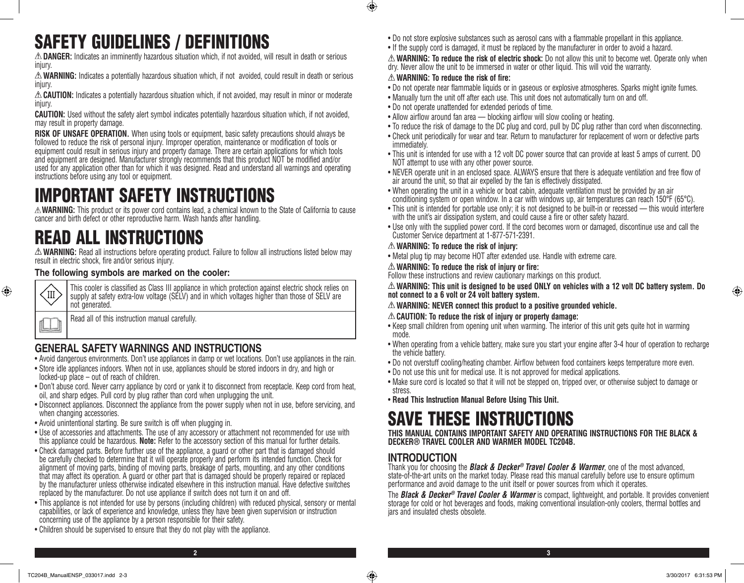# SAFETY GUIDELINES / DEFINITIONS

⚠ **DANGER:** Indicates an imminently hazardous situation which, if not avoided, will result in death or serious injury.

⚠ **WARNING:** Indicates a potentially hazardous situation which, if not avoided, could result in death or serious injury.

⚠ **CAUTION:** Indicates a potentially hazardous situation which, if not avoided, may result in minor or moderate injury.

**CAUTION:** Used without the safety alert symbol indicates potentially hazardous situation which, if not avoided, may result in property damage.

**RISK OF UNSAFE OPERATION.** When using tools or equipment, basic safety precautions should always be followed to reduce the risk of personal injury. Improper operation, maintenance or modification of tools or equipment could result in serious injury and property damage. There are certain applications for which tools and equipment are designed. Manufacturer strongly recommends that this product NOT be modified and/or used for any application other than for which it was designed. Read and understand all warnings and operating instructions before using any tool or equipment.

# IMPORTANT SAFETY INSTRUCTIONS

⚠ **WARNING:** This product or its power cord contains lead, a chemical known to the State of California to cause cancer and birth defect or other reproductive harm. Wash hands after handling.

# READ ALL INSTRUCTIONS

⚠ **WARNING:** Read all instructions before operating product. Failure to follow all instructions listed below may result in electric shock, fire and/or serious injury.

### The following symbols are marked on the cooler:

| Symbol | Description |
|---|---|
| ◇III◇ | This cooler is classified as Class III appliance in which protection against electric shock relies on supply at safety extra-low voltage (SELV) and in which voltages higher than those of SELV are not generated. |
| 📖 | Read all of this instruction manual carefully. |

## GENERAL SAFETY WARNINGS AND INSTRUCTIONS

- Avoid dangerous environments. Don't use appliances in damp or wet locations. Don't use appliances in the rain.
- Store idle appliances indoors. When not in use, appliances should be stored indoors in dry, and high or locked-up place – out of reach of children.
- Don't abuse cord. Never carry appliance by cord or yank it to disconnect from receptacle. Keep cord from heat, oil, and sharp edges. Pull cord by plug rather than cord when unplugging the unit.
- Disconnect appliances. Disconnect the appliance from the power supply when not in use, before servicing, and when changing accessories.
- Avoid unintentional starting. Be sure switch is off when plugging in.
- Use of accessories and attachments. The use of any accessory or attachment not recommended for use with this appliance could be hazardous. **Note:** Refer to the accessory section of this manual for further details.
- Check damaged parts. Before further use of the appliance, a guard or other part that is damaged should be carefully checked to determine that it will operate properly and perform its intended function. Check for alignment of moving parts, binding of moving parts, breakage of parts, mounting, and any other conditions that may affect its operation. A guard or other part that is damaged should be properly repaired or replaced by the manufacturer unless otherwise indicated elsewhere in this instruction manual. Have defective switches replaced by the manufacturer. Do not use appliance if switch does not turn it on and off.
- This appliance is not intended for use by persons (including children) with reduced physical, sensory or mental capabilities, or lack of experience and knowledge, unless they have been given supervision or instruction concerning use of the appliance by a person responsible for their safety.
- Children should be supervised to ensure that they do not play with the appliance.
- Do not store explosive substances such as aerosol cans with a flammable propellant in this appliance.
- If the supply cord is damaged, it must be replaced by the manufacturer in order to avoid a hazard.

⚠ **WARNING: To reduce the risk of electric shock:** Do not allow this unit to become wet. Operate only when dry. Never allow the unit to be immersed in water or other liquid. This will void the warranty.

⚠ **WARNING: To reduce the risk of fire:**

- Do not operate near flammable liquids or in gaseous or explosive atmospheres. Sparks might ignite fumes.
- Manually turn the unit off after each use. This unit does not automatically turn on and off.
- Do not operate unattended for extended periods of time.
- Allow airflow around fan area — blocking airflow will slow cooling or heating.
- To reduce the risk of damage to the DC plug and cord, pull by DC plug rather than cord when disconnecting.
- Check unit periodically for wear and tear. Return to manufacturer for replacement of worn or defective parts immediately.
- This unit is intended for use with a 12 volt DC power source that can provide at least 5 amps of current. DO NOT attempt to use with any other power source.
- NEVER operate unit in an enclosed space. ALWAYS ensure that there is adequate ventilation and free flow of air around the unit, so that air expelled by the fan is effectively dissipated.
- When operating the unit in a vehicle or boat cabin, adequate ventilation must be provided by an air conditioning system or open window. In a car with windows up, air temperatures can reach 150°F (65°C).
- This unit is intended for portable use only; it is not designed to be built-in or recessed — this would interfere with the unit's air dissipation system, and could cause a fire or other safety hazard.
- Use only with the supplied power cord. If the cord becomes worn or damaged, discontinue use and call the Customer Service department at 1-877-571-2391.

⚠ **WARNING: To reduce the risk of injury:**

- Metal plug tip may become HOT after extended use. Handle with extreme care.

⚠ **WARNING: To reduce the risk of injury or fire:**
Follow these instructions and review cautionary markings on this product.

⚠ **WARNING: This unit is designed to be used ONLY on vehicles with a 12 volt DC battery system. Do not connect to a 6 volt or 24 volt battery system.**

⚠ **WARNING: NEVER connect this product to a positive grounded vehicle.**

⚠ **CAUTION: To reduce the risk of injury or property damage:**

- Keep small children from opening unit when warming. The interior of this unit gets quite hot in warming mode.
- When operating from a vehicle battery, make sure you start your engine after 3-4 hour of operation to recharge the vehicle battery.
- Do not overstuff cooling/heating chamber. Airflow between food containers keeps temperature more even.
- Do not use this unit for medical use. It is not approved for medical applications.
- Make sure cord is located so that it will not be stepped on, tripped over, or otherwise subject to damage or stress.
- **Read This Instruction Manual Before Using This Unit.**

# SAVE THESE INSTRUCTIONS

**THIS MANUAL CONTAINS IMPORTANT SAFETY AND OPERATING INSTRUCTIONS FOR THE BLACK & DECKER® TRAVEL COOLER AND WARMER MODEL TC204B.**

## INTRODUCTION

Thank you for choosing the ***Black & Decker® Travel Cooler & Warmer***, one of the most advanced, state-of-the-art units on the market today. Please read this manual carefully before use to ensure optimum performance and avoid damage to the unit itself or power sources from which it operates.

The ***Black & Decker® Travel Cooler & Warmer*** is compact, lightweight, and portable. It provides convenient storage for cold or hot beverages and foods, making conventional insulation-only coolers, thermal bottles and jars and insulated chests obsolete.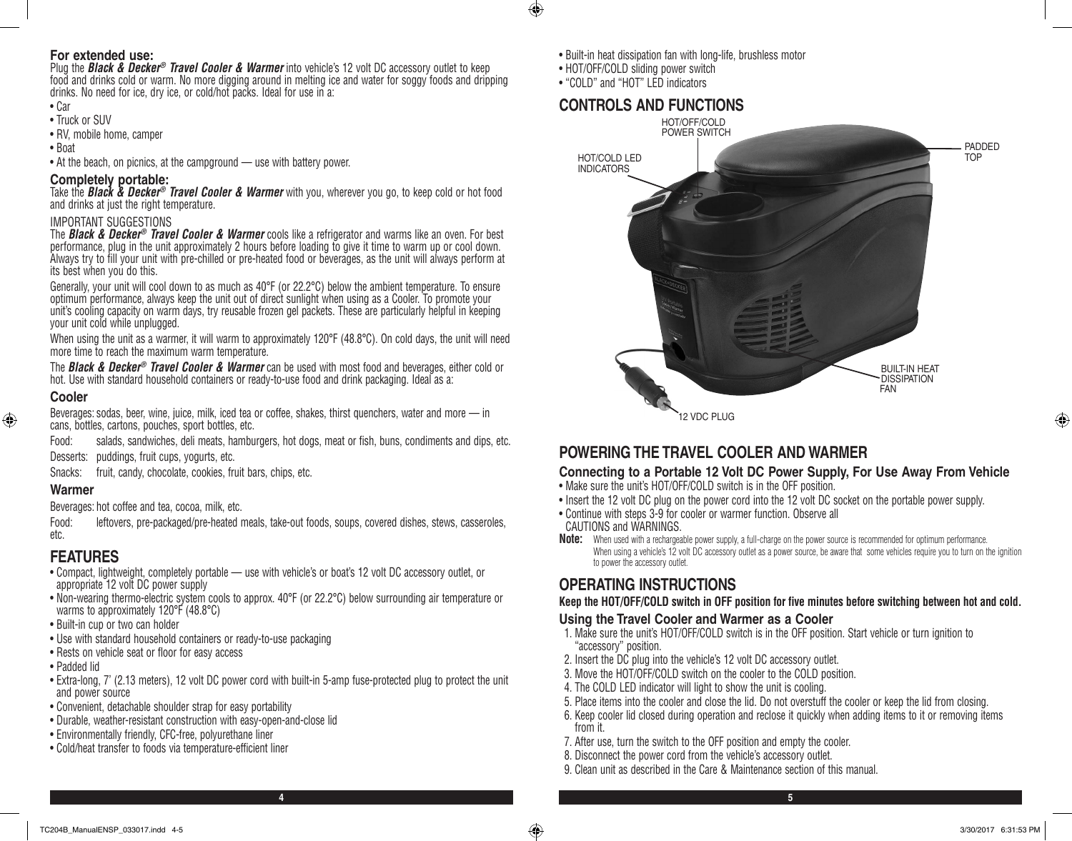**For extended use:**
Plug the ***Black & Decker® Travel Cooler & Warmer*** into vehicle's 12 volt DC accessory outlet to keep food and drinks cold or warm. No more digging around in melting ice and water for soggy foods and dripping drinks. No need for ice, dry ice, or cold/hot packs. Ideal for use in a:

- Car
- Truck or SUV
- RV, mobile home, camper
- Boat
- At the beach, on picnics, at the campground — use with battery power.

**Completely portable:**
Take the ***Black & Decker® Travel Cooler & Warmer*** with you, wherever you go, to keep cold or hot food and drinks at just the right temperature.

IMPORTANT SUGGESTIONS

The ***Black & Decker® Travel Cooler & Warmer*** cools like a refrigerator and warms like an oven. For best performance, plug in the unit approximately 2 hours before loading to give it time to warm up or cool down. Always try to fill your unit with pre-chilled or pre-heated food or beverages, as the unit will always perform at its best when you do this.

Generally, your unit will cool down to as much as 40°F (or 22.2°C) below the ambient temperature. To ensure optimum performance, always keep the unit out of direct sunlight when using as a Cooler. To promote your unit's cooling capacity on warm days, try reusable frozen gel packets. These are particularly helpful in keeping your unit cold while unplugged.

When using the unit as a warmer, it will warm to approximately 120°F (48.8°C). On cold days, the unit will need more time to reach the maximum warm temperature.

The ***Black & Decker® Travel Cooler & Warmer*** can be used with most food and beverages, either cold or hot. Use with standard household containers or ready-to-use food and drink packaging. Ideal as a:

### Cooler

Beverages: sodas, beer, wine, juice, milk, iced tea or coffee, shakes, thirst quenchers, water and more — in cans, bottles, cartons, pouches, sport bottles, etc.

Food: salads, sandwiches, deli meats, hamburgers, hot dogs, meat or fish, buns, condiments and dips, etc.

Desserts: puddings, fruit cups, yogurts, etc.

Snacks: fruit, candy, chocolate, cookies, fruit bars, chips, etc.

### Warmer

Beverages: hot coffee and tea, cocoa, milk, etc.

Food: leftovers, pre-packaged/pre-heated meals, take-out foods, soups, covered dishes, stews, casseroles, etc.

## FEATURES

- Compact, lightweight, completely portable — use with vehicle's or boat's 12 volt DC accessory outlet, or appropriate 12 volt DC power supply
- Non-wearing thermo-electric system cools to approx. 40°F (or 22.2°C) below surrounding air temperature or warms to approximately 120°F (48.8°C)
- Built-in cup or two can holder
- Use with standard household containers or ready-to-use packaging
- Rests on vehicle seat or floor for easy access
- Padded lid
- Extra-long, 7' (2.13 meters), 12 volt DC power cord with built-in 5-amp fuse-protected plug to protect the unit and power source
- Convenient, detachable shoulder strap for easy portability
- Durable, weather-resistant construction with easy-open-and-close lid
- Environmentally friendly, CFC-free, polyurethane liner
- Cold/heat transfer to foods via temperature-efficient liner
- Built-in heat dissipation fan with long-life, brushless motor
- HOT/OFF/COLD sliding power switch
- "COLD" and "HOT" LED indicators

## CONTROLS AND FUNCTIONS

HOT/OFF/COLD POWER SWITCH

HOT/COLD LED INDICATORS

PADDED TOP

BUILT-IN HEAT DISSIPATION FAN

12 VDC PLUG

## POWERING THE TRAVEL COOLER AND WARMER

### Connecting to a Portable 12 Volt DC Power Supply, For Use Away From Vehicle

- Make sure the unit's HOT/OFF/COLD switch is in the OFF position.
- Insert the 12 volt DC plug on the power cord into the 12 volt DC socket on the portable power supply.
- Continue with steps 3-9 for cooler or warmer function. Observe all CAUTIONS and WARNINGS.

**Note:** When used with a rechargeable power supply, a full-charge on the power source is recommended for optimum performance. When using a vehicle's 12 volt DC accessory outlet as a power source, be aware that some vehicles require you to turn on the ignition to power the accessory outlet.

## OPERATING INSTRUCTIONS

**Keep the HOT/OFF/COLD switch in OFF position for five minutes before switching between hot and cold.**

### Using the Travel Cooler and Warmer as a Cooler

1. Make sure the unit's HOT/OFF/COLD switch is in the OFF position. Start vehicle or turn ignition to "accessory" position.
2. Insert the DC plug into the vehicle's 12 volt DC accessory outlet.
3. Move the HOT/OFF/COLD switch on the cooler to the COLD position.
4. The COLD LED indicator will light to show the unit is cooling.
5. Place items into the cooler and close the lid. Do not overstuff the cooler or keep the lid from closing.
6. Keep cooler lid closed during operation and reclose it quickly when adding items to it or removing items from it.
7. After use, turn the switch to the OFF position and empty the cooler.
8. Disconnect the power cord from the vehicle's accessory outlet.
9. Clean unit as described in the Care & Maintenance section of this manual.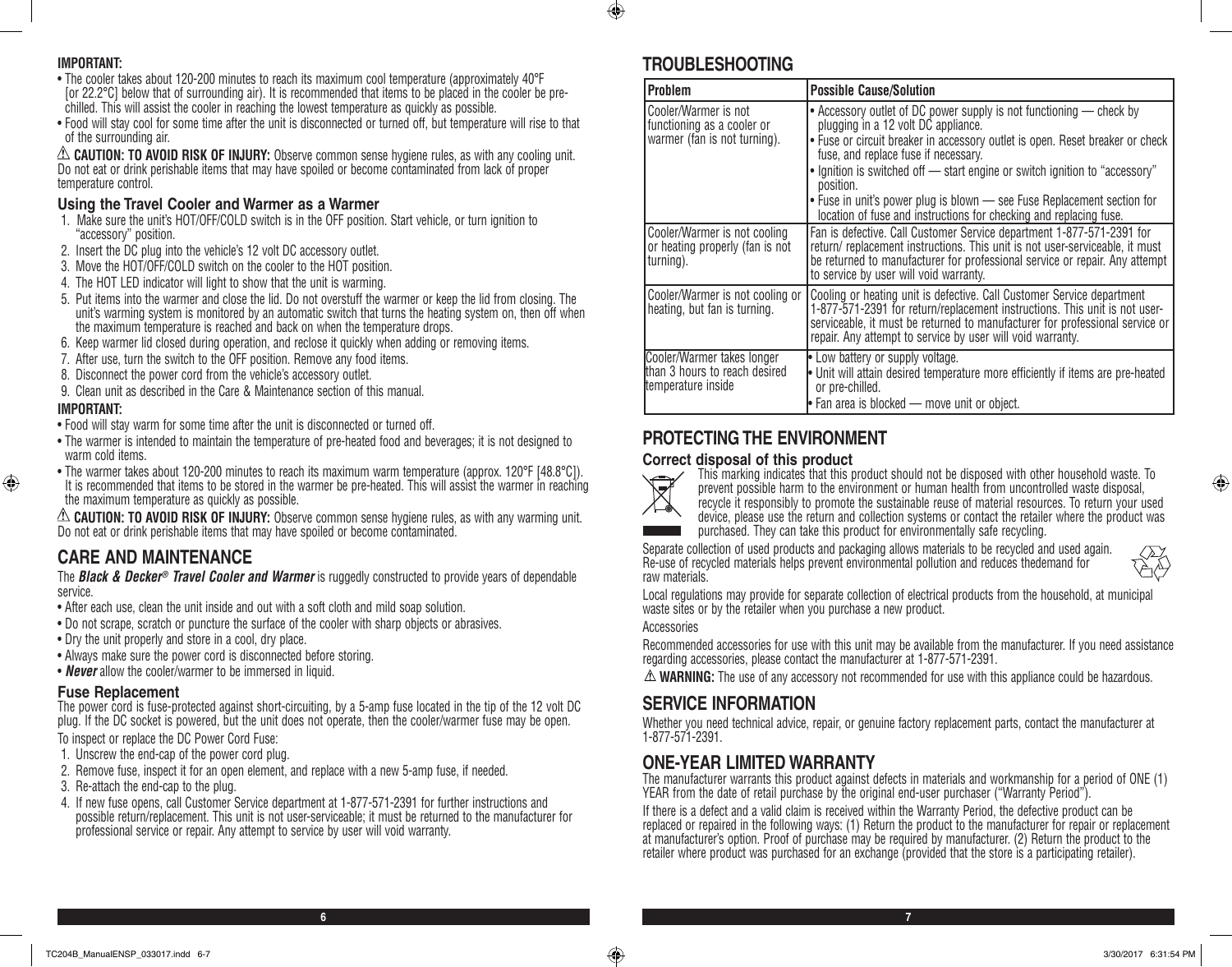**IMPORTANT:**

- The cooler takes about 120-200 minutes to reach its maximum cool temperature (approximately 40°F [or 22.2°C] below that of surrounding air). It is recommended that items to be placed in the cooler be pre-chilled. This will assist the cooler in reaching the lowest temperature as quickly as possible.
- Food will stay cool for some time after the unit is disconnected or turned off, but temperature will rise to that of the surrounding air.

⚠ **CAUTION: TO AVOID RISK OF INJURY:** Observe common sense hygiene rules, as with any cooling unit. Do not eat or drink perishable items that may have spoiled or become contaminated from lack of proper temperature control.

### Using the Travel Cooler and Warmer as a Warmer

1. Make sure the unit's HOT/OFF/COLD switch is in the OFF position. Start vehicle, or turn ignition to "accessory" position.
2. Insert the DC plug into the vehicle's 12 volt DC accessory outlet.
3. Move the HOT/OFF/COLD switch on the cooler to the HOT position.
4. The HOT LED indicator will light to show that the unit is warming.
5. Put items into the warmer and close the lid. Do not overstuff the warmer or keep the lid from closing. The unit's warming system is monitored by an automatic switch that turns the heating system on, then off when the maximum temperature is reached and back on when the temperature drops.
6. Keep warmer lid closed during operation, and reclose it quickly when adding or removing items.
7. After use, turn the switch to the OFF position. Remove any food items.
8. Disconnect the power cord from the vehicle's accessory outlet.
9. Clean unit as described in the Care & Maintenance section of this manual.

**IMPORTANT:**

- Food will stay warm for some time after the unit is disconnected or turned off.
- The warmer is intended to maintain the temperature of pre-heated food and beverages; it is not designed to warm cold items.
- The warmer takes about 120-200 minutes to reach its maximum warm temperature (approx. 120°F [48.8°C]). It is recommended that items to be stored in the warmer be pre-heated. This will assist the warmer in reaching the maximum temperature as quickly as possible.

⚠ **CAUTION: TO AVOID RISK OF INJURY:** Observe common sense hygiene rules, as with any warming unit. Do not eat or drink perishable items that may have spoiled or become contaminated.

## CARE AND MAINTENANCE

The ***Black & Decker® Travel Cooler and Warmer*** is ruggedly constructed to provide years of dependable service.

- After each use, clean the unit inside and out with a soft cloth and mild soap solution.
- Do not scrape, scratch or puncture the surface of the cooler with sharp objects or abrasives.
- Dry the unit properly and store in a cool, dry place.
- Always make sure the power cord is disconnected before storing.
- ***Never*** allow the cooler/warmer to be immersed in liquid.

### Fuse Replacement

The power cord is fuse-protected against short-circuiting, by a 5-amp fuse located in the tip of the 12 volt DC plug. If the DC socket is powered, but the unit does not operate, then the cooler/warmer fuse may be open.

To inspect or replace the DC Power Cord Fuse:

1. Unscrew the end-cap of the power cord plug.
2. Remove fuse, inspect it for an open element, and replace with a new 5-amp fuse, if needed.
3. Re-attach the end-cap to the plug.
4. If new fuse opens, call Customer Service department at 1-877-571-2391 for further instructions and possible return/replacement. This unit is not user-serviceable; it must be returned to the manufacturer for professional service or repair. Any attempt to service by user will void warranty.

## TROUBLESHOOTING

| Problem | Possible Cause/Solution |
|---|---|
| Cooler/Warmer is not functioning as a cooler or warmer (fan is not turning). | • Accessory outlet of DC power supply is not functioning — check by plugging in a 12 volt DC appliance.<br>• Fuse or circuit breaker in accessory outlet is open. Reset breaker or check fuse, and replace fuse if necessary.<br>• Ignition is switched off — start engine or switch ignition to "accessory" position.<br>• Fuse in unit's power plug is blown — see Fuse Replacement section for location of fuse and instructions for checking and replacing fuse. |
| Cooler/Warmer is not cooling or heating properly (fan is not turning). | Fan is defective. Call Customer Service department 1-877-571-2391 for return/ replacement instructions. This unit is not user-serviceable, it must be returned to manufacturer for professional service or repair. Any attempt to service by user will void warranty. |
| Cooler/Warmer is not cooling or heating, but fan is turning. | Cooling or heating unit is defective. Call Customer Service department 1-877-571-2391 for return/replacement instructions. This unit is not user-serviceable, it must be returned to manufacturer for professional service or repair. Any attempt to service by user will void warranty. |
| Cooler/Warmer takes longer than 3 hours to reach desired temperature inside | • Low battery or supply voltage.<br>• Unit will attain desired temperature more efficiently if items are pre-heated or pre-chilled.<br>• Fan area is blocked — move unit or object. |

## PROTECTING THE ENVIRONMENT

### Correct disposal of this product

This marking indicates that this product should not be disposed with other household waste. To prevent possible harm to the environment or human health from uncontrolled waste disposal, recycle it responsibly to promote the sustainable reuse of material resources. To return your used device, please use the return and collection systems or contact the retailer where the product was purchased. They can take this product for environmentally safe recycling.

Separate collection of used products and packaging allows materials to be recycled and used again. Re-use of recycled materials helps prevent environmental pollution and reduces thedemand for raw materials.

Local regulations may provide for separate collection of electrical products from the household, at municipal waste sites or by the retailer when you purchase a new product.

Accessories

Recommended accessories for use with this unit may be available from the manufacturer. If you need assistance regarding accessories, please contact the manufacturer at 1-877-571-2391.

⚠ **WARNING:** The use of any accessory not recommended for use with this appliance could be hazardous.

## SERVICE INFORMATION

Whether you need technical advice, repair, or genuine factory replacement parts, contact the manufacturer at 1-877-571-2391.

## ONE-YEAR LIMITED WARRANTY

The manufacturer warrants this product against defects in materials and workmanship for a period of ONE (1) YEAR from the date of retail purchase by the original end-user purchaser ("Warranty Period").

If there is a defect and a valid claim is received within the Warranty Period, the defective product can be replaced or repaired in the following ways: (1) Return the product to the manufacturer for repair or replacement at manufacturer's option. Proof of purchase may be required by manufacturer. (2) Return the product to the retailer where product was purchased for an exchange (provided that the store is a participating retailer).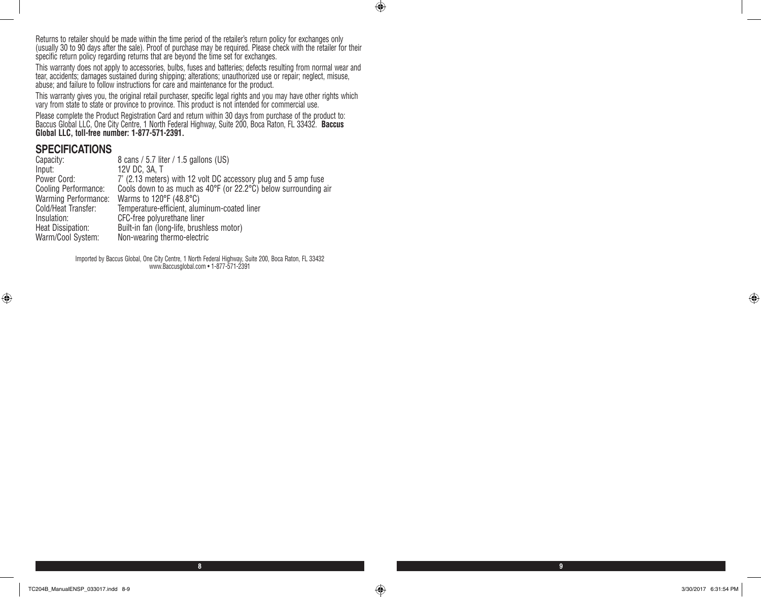Returns to retailer should be made within the time period of the retailer's return policy for exchanges only (usually 30 to 90 days after the sale). Proof of purchase may be required. Please check with the retailer for their specific return policy regarding returns that are beyond the time set for exchanges.

This warranty does not apply to accessories, bulbs, fuses and batteries; defects resulting from normal wear and tear, accidents; damages sustained during shipping; alterations; unauthorized use or repair; neglect, misuse, abuse; and failure to follow instructions for care and maintenance for the product.

This warranty gives you, the original retail purchaser, specific legal rights and you may have other rights which vary from state to state or province to province. This product is not intended for commercial use.

Please complete the Product Registration Card and return within 30 days from purchase of the product to: Baccus Global LLC, One City Centre, 1 North Federal Highway, Suite 200, Boca Raton, FL 33432. **Baccus Global LLC, toll-free number: 1-877-571-2391.**

## SPECIFICATIONS

| | |
|---|---|
| Capacity: | 8 cans / 5.7 liter / 1.5 gallons (US) |
| Input: | 12V DC, 3A, T |
| Power Cord: | 7' (2.13 meters) with 12 volt DC accessory plug and 5 amp fuse |
| Cooling Performance: | Cools down to as much as 40°F (or 22.2°C) below surrounding air |
| Warming Performance: | Warms to 120°F (48.8°C) |
| Cold/Heat Transfer: | Temperature-efficient, aluminum-coated liner |
| Insulation: | CFC-free polyurethane liner |
| Heat Dissipation: | Built-in fan (long-life, brushless motor) |
| Warm/Cool System: | Non-wearing thermo-electric |

Imported by Baccus Global, One City Centre, 1 North Federal Highway, Suite 200, Boca Raton, FL 33432
www.Baccusglobal.com • 1-877-571-2391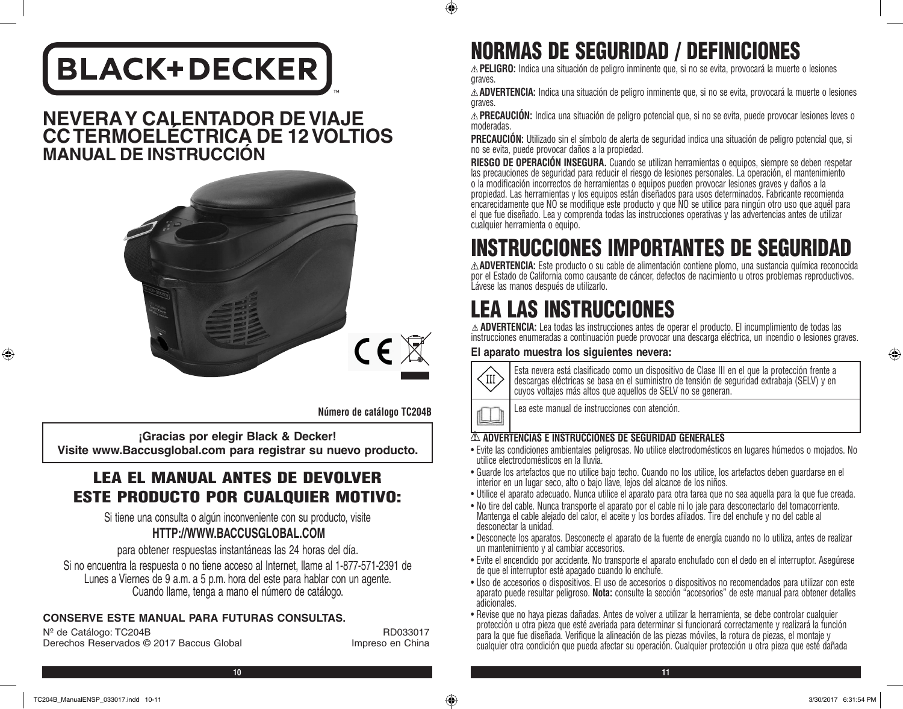# BLACK+DECKER

## NEVERA Y CALENTADOR DE VIAJE CC TERMOELÉCTRICA DE 12 VOLTIOS
## MANUAL DE INSTRUCCIÓN

**Número de catálogo TC204B**

**¡Gracias por elegir Black & Decker!**
**Visite www.Baccusglobal.com para registrar su nuevo producto.**

## LEA EL MANUAL ANTES DE DEVOLVER ESTE PRODUCTO POR CUALQUIER MOTIVO:

Si tiene una consulta o algún inconveniente con su producto, visite

**HTTP://WWW.BACCUSGLOBAL.COM**

para obtener respuestas instantáneas las 24 horas del día.

Si no encuentra la respuesta o no tiene acceso al Internet, llame al 1-877-571-2391 de Lunes a Viernes de 9 a.m. a 5 p.m. hora del este para hablar con un agente. Cuando llame, tenga a mano el número de catálogo.

**CONSERVE ESTE MANUAL PARA FUTURAS CONSULTAS.**

Nº de Catálogo: TC204B
Derechos Reservados © 2017 Baccus Global

RD033017
Impreso en China

# NORMAS DE SEGURIDAD / DEFINICIONES

⚠ **PELIGRO:** Indica una situación de peligro inminente que, si no se evita, provocará la muerte o lesiones graves.

⚠ **ADVERTENCIA:** Indica una situación de peligro inminente que, si no se evita, provocará la muerte o lesiones graves.

⚠ **PRECAUCIÓN:** Indica una situación de peligro potencial que, si no se evita, puede provocar lesiones leves o moderadas.

**PRECAUCIÓN:** Utilizado sin el símbolo de alerta de seguridad indica una situación de peligro potencial que, si no se evita, puede provocar daños a la propiedad.

**RIESGO DE OPERACIÓN INSEGURA.** Cuando se utilizan herramientas o equipos, siempre se deben respetar las precauciones de seguridad para reducir el riesgo de lesiones personales. La operación, el mantenimiento o la modificación incorrectos de herramientas o equipos pueden provocar lesiones graves y daños a la propiedad. Las herramientas y los equipos están diseñados para usos determinados. Fabricante recomienda encarecidamente que NO se modifique este producto y que NO se utilice para ningún otro uso que aquél para el que fue diseñado. Lea y comprenda todas las instrucciones operativas y las advertencias antes de utilizar cualquier herramienta o equipo.

# INSTRUCCIONES IMPORTANTES DE SEGURIDAD

⚠ **ADVERTENCIA:** Este producto o su cable de alimentación contiene plomo, una sustancia química reconocida por el Estado de California como causante de cáncer, defectos de nacimiento u otros problemas reproductivos. Lávese las manos después de utilizarlo.

# LEA LAS INSTRUCCIONES

⚠ **ADVERTENCIA:** Lea todas las instrucciones antes de operar el producto. El incumplimiento de todas las instrucciones enumeradas a continuación puede provocar una descarga eléctrica, un incendio o lesiones graves.

**El aparato muestra los siguientes nevera:**

| | |
|---|---|
| III | Esta nevera está clasificado como un dispositivo de Clase III en el que la protección frente a descargas eléctricas se basa en el suministro de tensión de seguridad extrabaja (SELV) y en cuyos voltajes más altos que aquellos de SELV no se generan. |
| 📖 | Lea este manual de instrucciones con atención. |

⚠ **ADVERTENCIAS E INSTRUCCIONES DE SEGURIDAD GENERALES**

- Evite las condiciones ambientales peligrosas. No utilice electrodomésticos en lugares húmedos o mojados. No utilice electrodomésticos en la lluvia.
- Guarde los artefactos que no utilice bajo techo. Cuando no los utilice, los artefactos deben guardarse en el interior en un lugar seco, alto o bajo llave, lejos del alcance de los niños.
- Utilice el aparato adecuado. Nunca utilice el aparato para otra tarea que no sea aquella para la que fue creada.
- No tire del cable. Nunca transporte el aparato por el cable ni lo jale para desconectarlo del tomacorriente. Mantenga el cable alejado del calor, el aceite y los bordes afilados. Tire del enchufe y no del cable al desconectar la unidad.
- Desconecte los aparatos. Desconecte el aparato de la fuente de energía cuando no lo utiliza, antes de realizar un mantenimiento y al cambiar accesorios.
- Evite el encendido por accidente. No transporte el aparato enchufado con el dedo en el interruptor. Asegúrese de que el interruptor esté apagado cuando lo enchufe.
- Uso de accesorios o dispositivos. El uso de accesorios o dispositivos no recomendados para utilizar con este aparato puede resultar peligroso. **Nota:** consulte la sección "accesorios" de este manual para obtener detalles adicionales.
- Revise que no haya piezas dañadas. Antes de volver a utilizar la herramienta, se debe controlar cualquier protección u otra pieza que esté averiada para determinar si funcionará correctamente y realizará la función para la que fue diseñada. Verifique la alineación de las piezas móviles, la rotura de piezas, el montaje y cualquier otra condición que pueda afectar su operación. Cualquier protección u otra pieza que esté dañada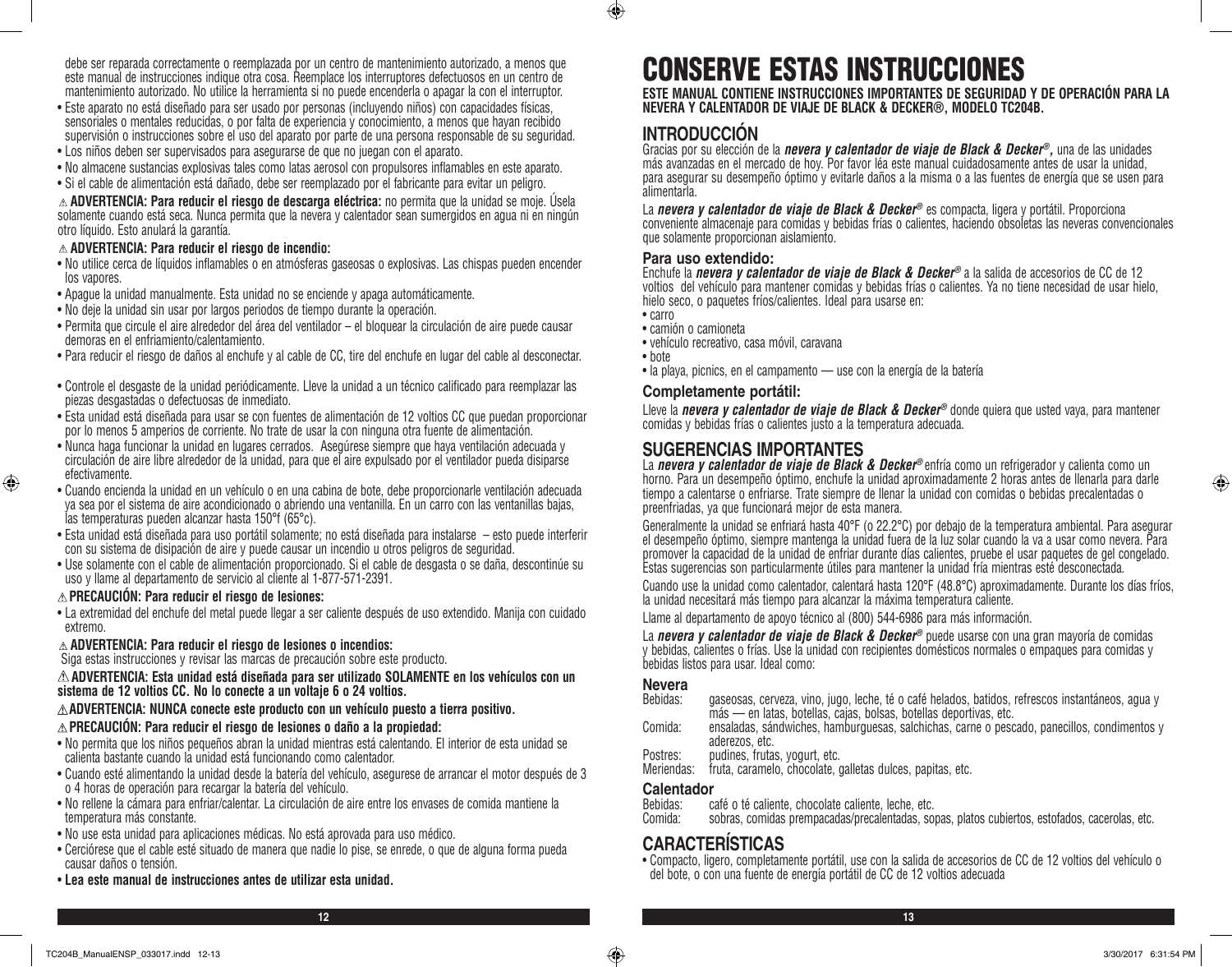debe ser reparada correctamente o reemplazada por un centro de mantenimiento autorizado, a menos que este manual de instrucciones indique otra cosa. Reemplace los interruptores defectuosos en un centro de mantenimiento autorizado. No utilice la herramienta si no puede encenderla o apagar la con el interruptor.

- Este aparato no está diseñado para ser usado por personas (incluyendo niños) con capacidades físicas, sensoriales o mentales reducidas, o por falta de experiencia y conocimiento, a menos que hayan recibido supervisión o instrucciones sobre el uso del aparato por parte de una persona responsable de su seguridad.
- Los niños deben ser supervisados para asegurarse de que no juegan con el aparato.
- No almacene sustancias explosivas tales como latas aerosol con propulsores inflamables en este aparato.
- Si el cable de alimentación está dañado, debe ser reemplazado por el fabricante para evitar un peligro.

⚠ **ADVERTENCIA: Para reducir el riesgo de descarga eléctrica:** no permita que la unidad se moje. Úsela solamente cuando está seca. Nunca permita que la nevera y calentador sean sumergidos en agua ni en ningún otro líquido. Esto anulará la garantía.

⚠ **ADVERTENCIA: Para reducir el riesgo de incendio:**

- No utilice cerca de líquidos inflamables o en atmósferas gaseosas o explosivas. Las chispas pueden encender los vapores.
- Apague la unidad manualmente. Esta unidad no se enciende y apaga automáticamente.
- No deje la unidad sin usar por largos periodos de tiempo durante la operación.
- Permita que circule el aire alrededor del área del ventilador – el bloquear la circulación de aire puede causar demoras en el enfriamiento/calentamiento.
- Para reducir el riesgo de daños al enchufe y al cable de CC, tire del enchufe en lugar del cable al desconectar.
- Controle el desgaste de la unidad periódicamente. Lleve la unidad a un técnico calificado para reemplazar las piezas desgastadas o defectuosas de inmediato.
- Esta unidad está diseñada para usar se con fuentes de alimentación de 12 voltios CC que puedan proporcionar por lo menos 5 amperios de corriente. No trate de usar la con ninguna otra fuente de alimentación.
- Nunca haga funcionar la unidad en lugares cerrados. Asegúrese siempre que haya ventilación adecuada y circulación de aire libre alrededor de la unidad, para que el aire expulsado por el ventilador pueda disiparse efectivamente.
- Cuando encienda la unidad en un vehículo o en una cabina de bote, debe proporcionarle ventilación adecuada ya sea por el sistema de aire acondicionado o abriendo una ventanilla. En un carro con las ventanillas bajas, las temperaturas pueden alcanzar hasta 150°f (65°c).
- Esta unidad está diseñada para uso portátil solamente; no está diseñada para instalarse – esto puede interferir con su sistema de disipación de aire y puede causar un incendio u otros peligros de seguridad.
- Use solamente con el cable de alimentación proporcionado. Si el cable de desgasta o se daña, descontinúe su uso y llame al departamento de servicio al cliente al 1-877-571-2391.

⚠ **PRECAUCIÓN: Para reducir el riesgo de lesiones:**

- La extremidad del enchufe del metal puede llegar a ser caliente después de uso extendido. Manija con cuidado extremo.

⚠ **ADVERTENCIA: Para reducir el riesgo de lesiones o incendios:**
Siga estas instrucciones y revisar las marcas de precaución sobre este producto.

⚠ **ADVERTENCIA: Esta unidad está diseñada para ser utilizado SOLAMENTE en los vehículos con un sistema de 12 voltios CC. No lo conecte a un voltaje 6 o 24 voltios.**

⚠ **ADVERTENCIA: NUNCA conecte este producto con un vehículo puesto a tierra positivo.**

⚠ **PRECAUCIÓN: Para reducir el riesgo de lesiones o daño a la propiedad:**

- No permita que los niños pequeños abran la unidad mientras está calentando. El interior de esta unidad se calienta bastante cuando la unidad está funcionando como calentador.
- Cuando esté alimentando la unidad desde la batería del vehículo, asegurese de arrancar el motor después de 3 o 4 horas de operación para recargar la batería del vehículo.
- No rellene la cámara para enfriar/calentar. La circulación de aire entre los envases de comida mantiene la temperatura más constante.
- No use esta unidad para aplicaciones médicas. No está aprovada para uso médico.
- Cerciórese que el cable esté situado de manera que nadie lo pise, se enrede, o que de alguna forma pueda causar daños o tensión.
- **Lea este manual de instrucciones antes de utilizar esta unidad.**

# CONSERVE ESTAS INSTRUCCIONES

**ESTE MANUAL CONTIENE INSTRUCCIONES IMPORTANTES DE SEGURIDAD Y DE OPERACIÓN PARA LA NEVERA Y CALENTADOR DE VIAJE DE BLACK & DECKER®, MODELO TC204B.**

## INTRODUCCIÓN

Gracias por su elección de la ***nevera y calentador de viaje de Black & Decker®***, una de las unidades más avanzadas en el mercado de hoy. Por favor léa este manual cuidadosamente antes de usar la unidad, para asegurar su desempeño óptimo y evitarle daños a la misma o a las fuentes de energía que se usen para alimentarla.

La ***nevera y calentador de viaje de Black & Decker®*** es compacta, ligera y portátil. Proporciona conveniente almacenaje para comidas y bebidas frías o calientes, haciendo obsoletas las neveras convencionales que solamente proporcionan aislamiento.

### Para uso extendido:

Enchufe la ***nevera y calentador de viaje de Black & Decker®*** a la salida de accesorios de CC de 12 voltios del vehículo para mantener comidas y bebidas frías o calientes. Ya no tiene necesidad de usar hielo, hielo seco, o paquetes fríos/calientes. Ideal para usarse en:

- carro
- camión o camioneta
- vehículo recreativo, casa móvil, caravana
- bote
- la playa, picnics, en el campamento — use con la energía de la batería

### Completamente portátil:

Lleve la ***nevera y calentador de viaje de Black & Decker®*** donde quiera que usted vaya, para mantener comidas y bebidas frías o calientes justo a la temperatura adecuada.

## SUGERENCIAS IMPORTANTES

La ***nevera y calentador de viaje de Black & Decker®*** enfría como un refrigerador y calienta como un horno. Para un desempeño óptimo, enchufe la unidad aproximadamente 2 horas antes de llenarla para darle tiempo a calentarse o enfriarse. Trate siempre de llenar la unidad con comidas o bebidas precalentadas o preenfriadas, ya que funcionará mejor de esta manera.

Generalmente la unidad se enfriará hasta 40°F (o 22.2°C) por debajo de la temperatura ambiental. Para asegurar el desempeño óptimo, siempre mantenga la unidad fuera de la luz solar cuando la va a usar como nevera. Para promover la capacidad de la unidad de enfriar durante días calientes, pruebe el usar paquetes de gel congelado. Estas sugerencias son particularmente útiles para mantener la unidad fría mientras esté desconectada.

Cuando use la unidad como calentador, calentará hasta 120°F (48.8°C) aproximadamente. Durante los días fríos, la unidad necesitará más tiempo para alcanzar la máxima temperatura caliente.

Llame al departamento de apoyo técnico al (800) 544-6986 para más información.

La ***nevera y calentador de viaje de Black & Decker®*** puede usarse con una gran mayoría de comidas y bebidas, calientes o frías. Use la unidad con recipientes domésticos normales o empaques para comidas y bebidas listos para usar. Ideal como:

### Nevera

Bebidas: gaseosas, cerveza, vino, jugo, leche, té o café helados, batidos, refrescos instantáneos, agua y más — en latas, botellas, cajas, bolsas, botellas deportivas, etc.

Comida: ensaladas, sándwiches, hamburguesas, salchichas, carne o pescado, panecillos, condimentos y aderezos, etc.

Postres: pudines, frutas, yogurt, etc.

Meriendas: fruta, caramelo, chocolate, galletas dulces, papitas, etc.

### Calentador

Bebidas: café o té caliente, chocolate caliente, leche, etc.

Comida: sobras, comidas prempacadas/precalentadas, sopas, platos cubiertos, estofados, cacerolas, etc.

## CARACTERÍSTICAS

- Compacto, ligero, completamente portátil, use con la salida de accesorios de CC de 12 voltios del vehículo o del bote, o con una fuente de energía portátil de CC de 12 voltios adecuada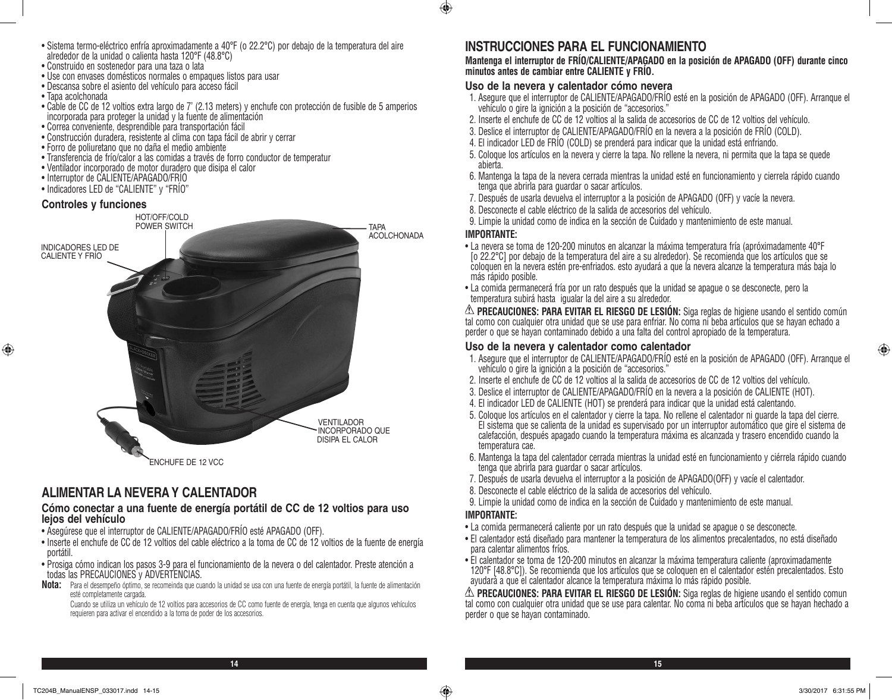- Sistema termo-eléctrico enfría aproximadamente a 40°F (o 22.2°C) por debajo de la temperatura del aire alrededor de la unidad o calienta hasta 120°F (48.8°C)
- Construido en sostenedor para una taza o lata
- Use con envases domésticos normales o empaques listos para usar
- Descansa sobre el asiento del vehículo para acceso fácil
- Tapa acolchonada
- Cable de CC de 12 voltios extra largo de 7' (2.13 meters) y enchufe con protección de fusible de 5 amperios incorporada para proteger la unidad y la fuente de alimentación
- Correa conveniente, desprendible para transportación fácil
- Construcción duradera, resistente al clima con tapa fácil de abrir y cerrar
- Forro de poliuretano que no daña el medio ambiente
- Transferencia de frío/calor a las comidas a través de forro conductor de temperatur
- Ventilador incorporado de motor duradero que disipa el calor
- Interruptor de CALIENTE/APAGADO/FRÍO
- Indicadores LED de "CALIENTE" y "FRÍO"

### Controles y funciones

HOT/OFF/COLD POWER SWITCH

TAPA ACOLCHONADA

INDICADORES LED DE CALIENTE Y FRÍO

VENTILADOR INCORPORADO QUE DISIPA EL CALOR

ENCHUFE DE 12 VCC

## ALIMENTAR LA NEVERA Y CALENTADOR

### Cómo conectar a una fuente de energía portátil de CC de 12 voltios para uso lejos del vehículo

- Asegúrese que el interruptor de CALIENTE/APAGADO/FRÍO esté APAGADO (OFF).
- Inserte el enchufe de CC de 12 voltios del cable eléctrico a la toma de CC de 12 voltios de la fuente de energía portátil.
- Prosiga cómo indican los pasos 3-9 para el funcionamiento de la nevera o del calentador. Preste atención a todas las PRECAUCIONES y ADVERTENCIAS.

**Nota:** Para el desempeño óptimo, se recomeinda que cuando la unidad se usa con una fuente de energía portátil, la fuente de alimentación esté completamente cargada.

Cuando se utiliza un vehículo de 12 voltios para accesorios de CC como fuente de energía, tenga en cuenta que algunos vehículos requieren para activar el encendido a la toma de poder de los accesorios.

## INSTRUCCIONES PARA EL FUNCIONAMIENTO

**Mantenga el interruptor de FRÍO/CALIENTE/APAGADO en la posición de APAGADO (OFF) durante cinco minutos antes de cambiar entre CALIENTE y FRÍO.**

### Uso de la nevera y calentador cómo nevera

1. Asegure que el interruptor de CALIENTE/APAGADO/FRÍO esté en la posición de APAGADO (OFF). Arranque el vehículo o gire la ignición a la posición de "accesorios."
2. Inserte el enchufe de CC de 12 voltios al la salida de accesorios de CC de 12 voltios del vehículo.
3. Deslice el interruptor de CALIENTE/APAGADO/FRÍO en la nevera a la posición de FRÍO (COLD).
4. El indicador LED de FRÍO (COLD) se prenderá para indicar que la unidad está enfriando.
5. Coloque los artículos en la nevera y cierre la tapa. No rellene la nevera, ni permita que la tapa se quede abierta.
6. Mantenga la tapa de la nevera cerrada mientras la unidad esté en funcionamiento y cierrela rápido cuando tenga que abrirla para guardar o sacar artículos.
7. Después de usarla devuelva el interruptor a la posición de APAGADO (OFF) y vacíe la nevera.
8. Desconecte el cable eléctrico de la salida de accesorios del vehículo.
9. Limpie la unidad como de indica en la sección de Cuidado y mantenimiento de este manual.

**IMPORTANTE:**

- La nevera se toma de 120-200 minutos en alcanzar la máxima temperatura fría (apróximadamente 40°F [o 22.2°C] por debajo de la temperatura del aire a su alrededor). Se recomienda que los artículos que se coloquen en la nevera estén pre-enfriados. esto ayudará a que la nevera alcanze la temperatura más baja lo más rápido posible.
- La comida permanecerá fría por un rato después que la unidad se apague o se desconecte, pero la temperatura subirá hasta igualar la del aire a su alrededor.

⚠ **PRECAUCIONES: PARA EVITAR EL RIESGO DE LESIÓN:** Siga reglas de higiene usando el sentido común tal como con cualquier otra unidad que se use para enfriar. No coma ni beba artículos que se hayan echado a perder o que se hayan contaminado debido a una falta del control apropiado de la temperatura.

### Uso de la nevera y calentador como calentador

1. Asegure que el interruptor de CALIENTE/APAGADO/FRÍO esté en la posición de APAGADO (OFF). Arranque el vehículo o gire la ignición a la posición de "accesorios."
2. Inserte el enchufe de CC de 12 voltios al la salida de accesorios de CC de 12 voltios del vehículo.
3. Deslice el interruptor de CALIENTE/APAGADO/FRÍO en la nevera a la posición de CALIENTE (HOT).
4. El indicador LED de CALIENTE (HOT) se prenderá para indicar que la unidad está calentando.
5. Coloque los artículos en el calentador y cierre la tapa. No rellene el calentador ni guarde la tapa del cierre. El sistema que se calienta de la unidad es supervisado por un interruptor automático que gire el sistema de calefacción, después apagado cuando la temperatura máxima es alcanzada y trasero encendido cuando la temperatura cae.
6. Mantenga la tapa del calentador cerrada mientras la unidad esté en funcionamiento y ciérrela rápido cuando tenga que abrirla para guardar o sacar artículos.
7. Después de usarla devuelva el interruptor a la posición de APAGADO(OFF) y vacíe el calentador.
8. Desconecte el cable eléctrico de la salida de accesorios del vehículo.
9. Limpie la unidad como de indica en la sección de Cuidado y mantenimiento de este manual.

**IMPORTANTE:**

- La comida permanecerá caliente por un rato después que la unidad se apague o se desconecte.
- El calentador está diseñado para mantener la temperatura de los alimentos precalentados, no está diseñado para calentar alimentos fríos.
- El calentador se toma de 120-200 minutos en alcanzar la máxima temperatura caliente (aproximadamente 120°F [48.8°C]). Se recomienda que los artículos que se coloquen en el calentador estén precalentados. Esto ayudará a que el calentador alcance la temperatura máxima lo más rápido posible.

⚠ **PRECAUCIONES: PARA EVITAR EL RIESGO DE LESIÓN:** Siga reglas de higiene usando el sentido comun tal como con cualquier otra unidad que se use para calentar. No coma ni beba artículos que se hayan hechado a perder o que se hayan contaminado.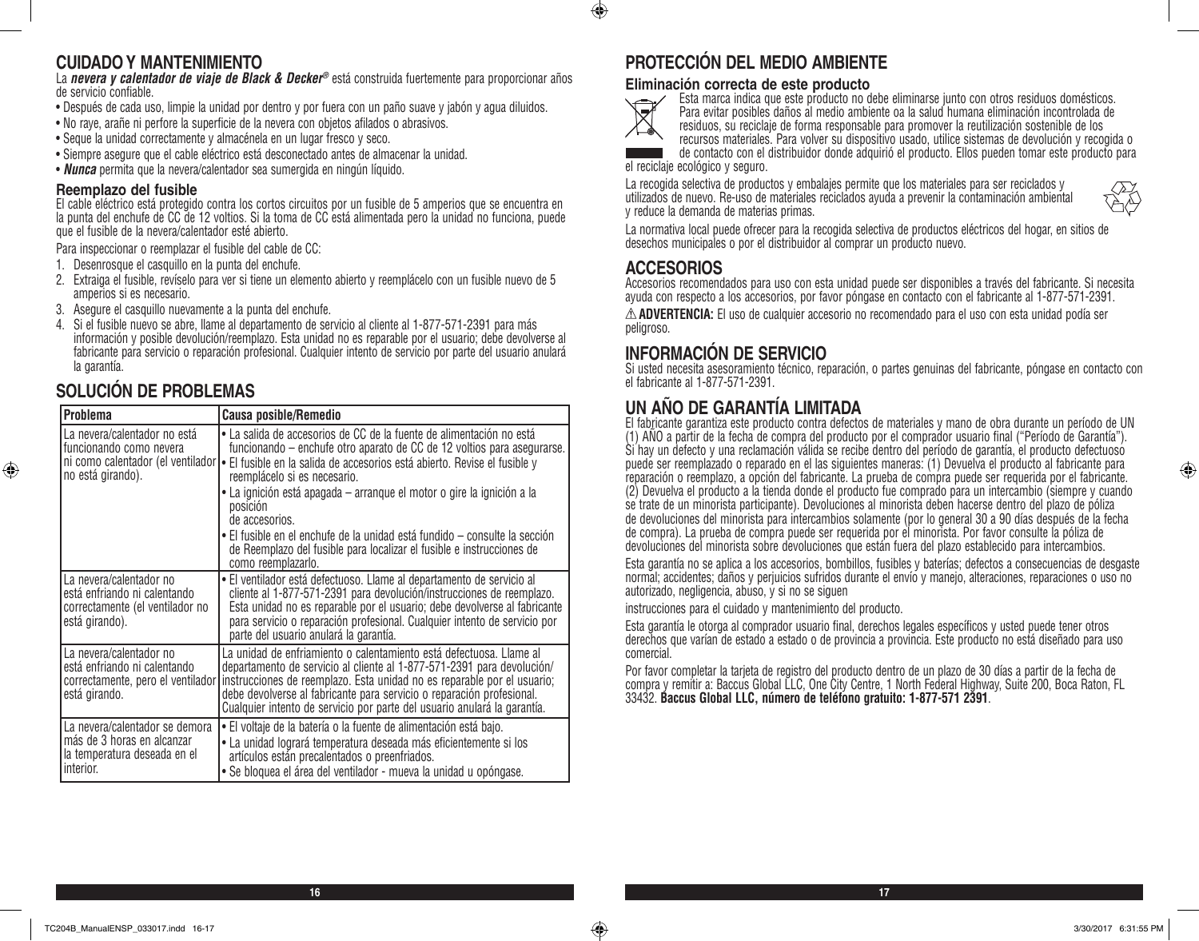## CUIDADO Y MANTENIMIENTO

La ***nevera y calentador de viaje de Black & Decker®*** está construida fuertemente para proporcionar años de servicio confiable.

- Después de cada uso, limpie la unidad por dentro y por fuera con un paño suave y jabón y agua diluidos.
- No raye, arañe ni perfore la superficie de la nevera con objetos afilados o abrasivos.
- Seque la unidad correctamente y almacénela en un lugar fresco y seco.
- Siempre asegure que el cable eléctrico está desconectado antes de almacenar la unidad.
- ***Nunca*** permita que la nevera/calentador sea sumergida en ningún líquido.

### Reemplazo del fusible

El cable eléctrico está protegido contra los cortos circuitos por un fusible de 5 amperios que se encuentra en la punta del enchufe de CC de 12 voltios. Si la toma de CC está alimentada pero la unidad no funciona, puede que el fusible de la nevera/calentador esté abierto.

Para inspeccionar o reemplazar el fusible del cable de CC:

1. Desenrosque el casquillo en la punta del enchufe.
2. Extraiga el fusible, revíselo para ver si tiene un elemento abierto y reemplácelo con un fusible nuevo de 5 amperios si es necesario.
3. Asegure el casquillo nuevamente a la punta del enchufe.
4. Si el fusible nuevo se abre, llame al departamento de servicio al cliente al 1-877-571-2391 para más información y posible devolución/reemplazo. Esta unidad no es reparable por el usuario; debe devolverse al fabricante para servicio o reparación profesional. Cualquier intento de servicio por parte del usuario anulará la garantía.

## SOLUCIÓN DE PROBLEMAS

| Problema | Causa posible/Remedio |
|---|---|
| La nevera/calentador no está funcionando como nevera ni como calentador (el ventilador no está girando). | • La salida de accesorios de CC de la fuente de alimentación no está funcionando – enchufe otro aparato de CC de 12 voltios para asegurarse.<br>• El fusible en la salida de accesorios está abierto. Revise el fusible y reemplácelo si es necesario.<br>• La ignición está apagada – arranque el motor o gire la ignición a la posición de accesorios.<br>• El fusible en el enchufe de la unidad está fundido – consulte la sección de Reemplazo del fusible para localizar el fusible e instrucciones de como reemplazarlo. |
| La nevera/calentador no está enfriando ni calentando correctamente (el ventilador no está girando). | • El ventilador está defectuoso. Llame al departamento de servicio al cliente al 1-877-571-2391 para devolución/instrucciones de reemplazo. Esta unidad no es reparable por el usuario; debe devolverse al fabricante para servicio o reparación profesional. Cualquier intento de servicio por parte del usuario anulará la garantía. |
| La nevera/calentador no está enfriando ni calentando correctamente, pero el ventilador está girando. | La unidad de enfriamiento o calentamiento está defectuosa. Llame al departamento de servicio al cliente al 1-877-571-2391 para devolución/instrucciones de reemplazo. Esta unidad no es reparable por el usuario; debe devolverse al fabricante para servicio o reparación profesional. Cualquier intento de servicio por parte del usuario anulará la garantía. |
| La nevera/calentador se demora más de 3 horas en alcanzar la temperatura deseada en el interior. | • El voltaje de la batería o la fuente de alimentación está bajo.<br>• La unidad logrará temperatura deseada más eficientemente si los artículos están precalentados o preenfriados.<br>• Se bloquea el área del ventilador - mueva la unidad u opóngase. |

## PROTECCIÓN DEL MEDIO AMBIENTE

### Eliminación correcta de este producto

Esta marca indica que este producto no debe eliminarse junto con otros residuos domésticos. Para evitar posibles daños al medio ambiente oa la salud humana eliminación incontrolada de residuos, su reciclaje de forma responsable para promover la reutilización sostenible de los recursos materiales. Para volver su dispositivo usado, utilice sistemas de devolución y recogida o de contacto con el distribuidor donde adquirió el producto. Ellos pueden tomar este producto para el reciclaje ecológico y seguro.

La recogida selectiva de productos y embalajes permite que los materiales para ser reciclados y utilizados de nuevo. Re-uso de materiales reciclados ayuda a prevenir la contaminación ambiental y reduce la demanda de materias primas.

La normativa local puede ofrecer para la recogida selectiva de productos eléctricos del hogar, en sitios de desechos municipales o por el distribuidor al comprar un producto nuevo.

## ACCESORIOS

Accesorios recomendados para uso con esta unidad puede ser disponibles a través del fabricante. Si necesita ayuda con respecto a los accesorios, por favor póngase en contacto con el fabricante al 1-877-571-2391.

⚠ **ADVERTENCIA:** El uso de cualquier accesorio no recomendado para el uso con esta unidad podía ser peligroso.

## INFORMACIÓN DE SERVICIO

Si usted necesita asesoramiento técnico, reparación, o partes genuinas del fabricante, póngase en contacto con el fabricante al 1-877-571-2391.

## UN AÑO DE GARANTÍA LIMITADA

El fabricante garantiza este producto contra defectos de materiales y mano de obra durante un período de UN (1) AÑO a partir de la fecha de compra del producto por el comprador usuario final ("Período de Garantía"). Si hay un defecto y una reclamación válida se recibe dentro del período de garantía, el producto defectuoso puede ser reemplazado o reparado en el las siguientes maneras: (1) Devuelva el producto al fabricante para reparación o reemplazo, a opción del fabricante. La prueba de compra puede ser requerida por el fabricante. (2) Devuelva el producto a la tienda donde el producto fue comprado para un intercambio (siempre y cuando se trate de un minorista participante). Devoluciones al minorista deben hacerse dentro del plazo de póliza de devoluciones del minorista para intercambios solamente (por lo general 30 a 90 días después de la fecha de compra). La prueba de compra puede ser requerida por el minorista. Por favor consulte la póliza de devoluciones del minorista sobre devoluciones que están fuera del plazo establecido para intercambios.

Esta garantía no se aplica a los accesorios, bombillos, fusibles y baterías; defectos a consecuencias de desgaste normal; accidentes; daños y perjuicios sufridos durante el envío y manejo, alteraciones, reparaciones o uso no autorizado, negligencia, abuso, y si no se siguen

instrucciones para el cuidado y mantenimiento del producto.

Esta garantía le otorga al comprador usuario final, derechos legales específicos y usted puede tener otros derechos que varían de estado a estado o de provincia a provincia. Este producto no está diseñado para uso comercial.

Por favor completar la tarjeta de registro del producto dentro de un plazo de 30 días a partir de la fecha de compra y remitir a: Baccus Global LLC, One City Centre, 1 North Federal Highway, Suite 200, Boca Raton, FL 33432. **Baccus Global LLC, número de teléfono gratuito: 1-877-571 2391**.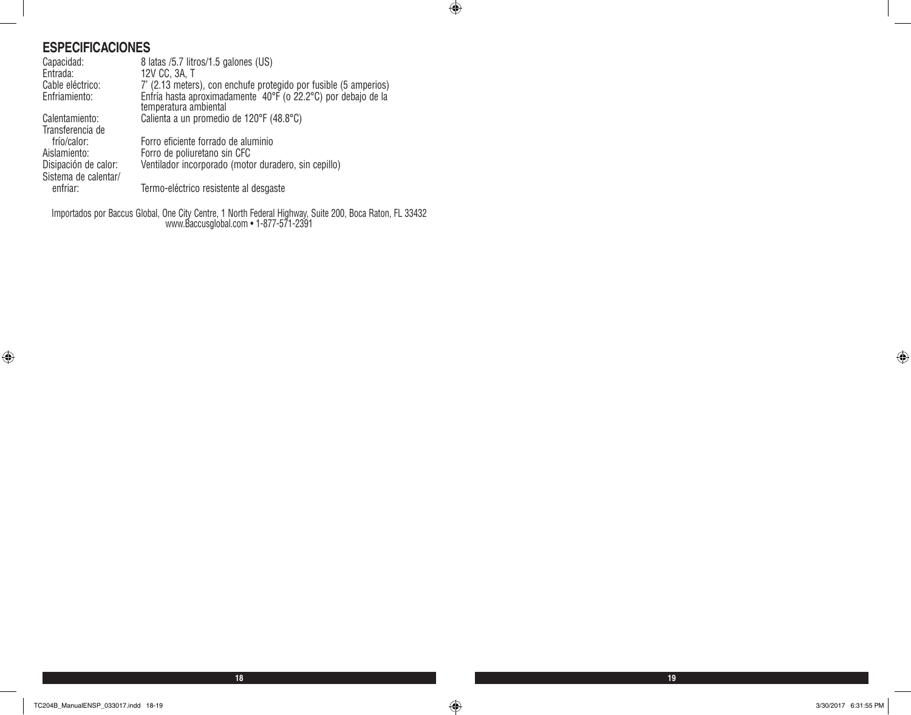## ESPECIFICACIONES

| | |
|---|---|
| Capacidad: | 8 latas /5.7 litros/1.5 galones (US) |
| Entrada: | 12V CC, 3A, T |
| Cable eléctrico: | 7' (2.13 meters), con enchufe protegido por fusible (5 amperios) |
| Enfriamiento: | Enfría hasta aproximadamente 40°F (o 22.2°C) por debajo de la temperatura ambiental |
| Calentamiento: | Calienta a un promedio de 120°F (48.8°C) |
| Transferencia de frío/calor: | Forro eficiente forrado de aluminio |
| Aislamiento: | Forro de poliuretano sin CFC |
| Disipación de calor: | Ventilador incorporado (motor duradero, sin cepillo) |
| Sistema de calentar/ enfriar: | Termo-eléctrico resistente al desgaste |

Importados por Baccus Global, One City Centre, 1 North Federal Highway, Suite 200, Boca Raton, FL 33432
www.Baccusglobal.com • 1-877-571-2391